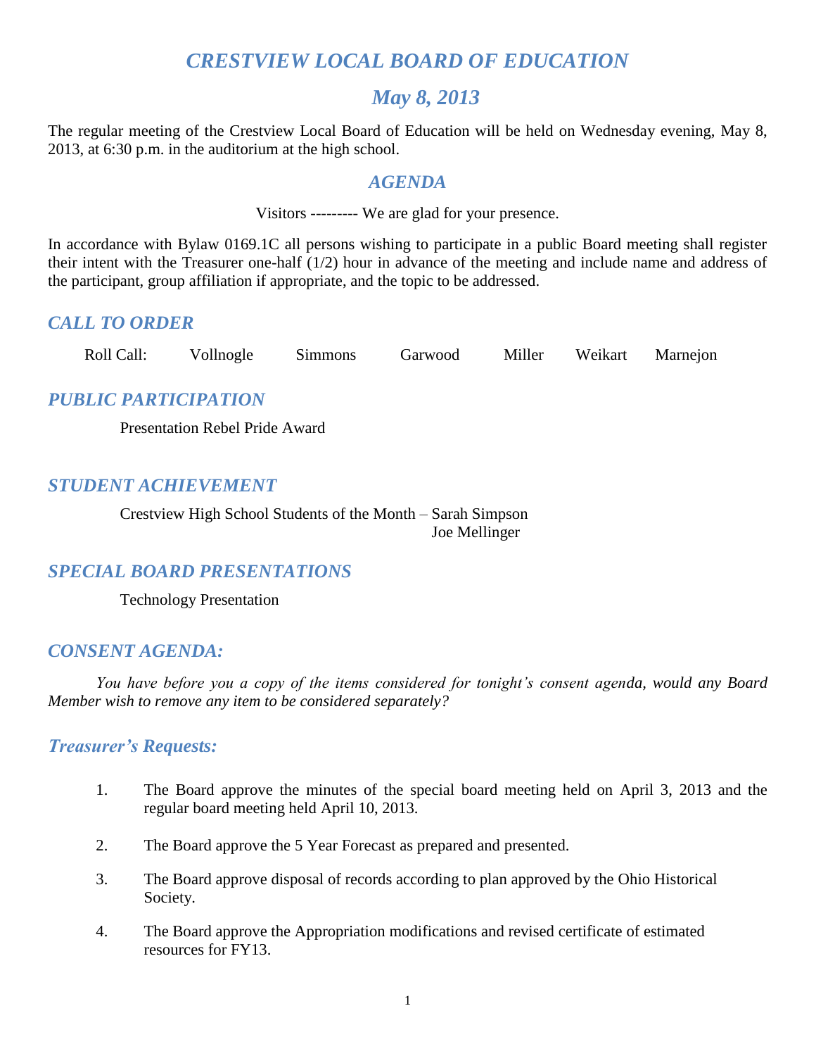# *CRESTVIEW LOCAL BOARD OF EDUCATION*

## *May 8, 2013*

The regular meeting of the Crestview Local Board of Education will be held on Wednesday evening, May 8, 2013, at 6:30 p.m. in the auditorium at the high school.

## *AGENDA*

Visitors --------- We are glad for your presence.

In accordance with Bylaw 0169.1C all persons wishing to participate in a public Board meeting shall register their intent with the Treasurer one-half (1/2) hour in advance of the meeting and include name and address of the participant, group affiliation if appropriate, and the topic to be addressed.

### *CALL TO ORDER*

Roll Call: Vollnogle Simmons Garwood Miller Weikart Marnejon

### *PUBLIC PARTICIPATION*

Presentation Rebel Pride Award

### *STUDENT ACHIEVEMENT*

Crestview High School Students of the Month – Sarah Simpson
Joe Mellinger

### *SPECIAL BOARD PRESENTATIONS*

Technology Presentation

### *CONSENT AGENDA:*

*You have before you a copy of the items considered for tonight's consent agenda, would any Board Member wish to remove any item to be considered separately?*

### *Treasurer's Requests:*

1. The Board approve the minutes of the special board meeting held on April 3, 2013 and the regular board meeting held April 10, 2013.
2. The Board approve the 5 Year Forecast as prepared and presented.
3. The Board approve disposal of records according to plan approved by the Ohio Historical Society.
4. The Board approve the Appropriation modifications and revised certificate of estimated resources for FY13.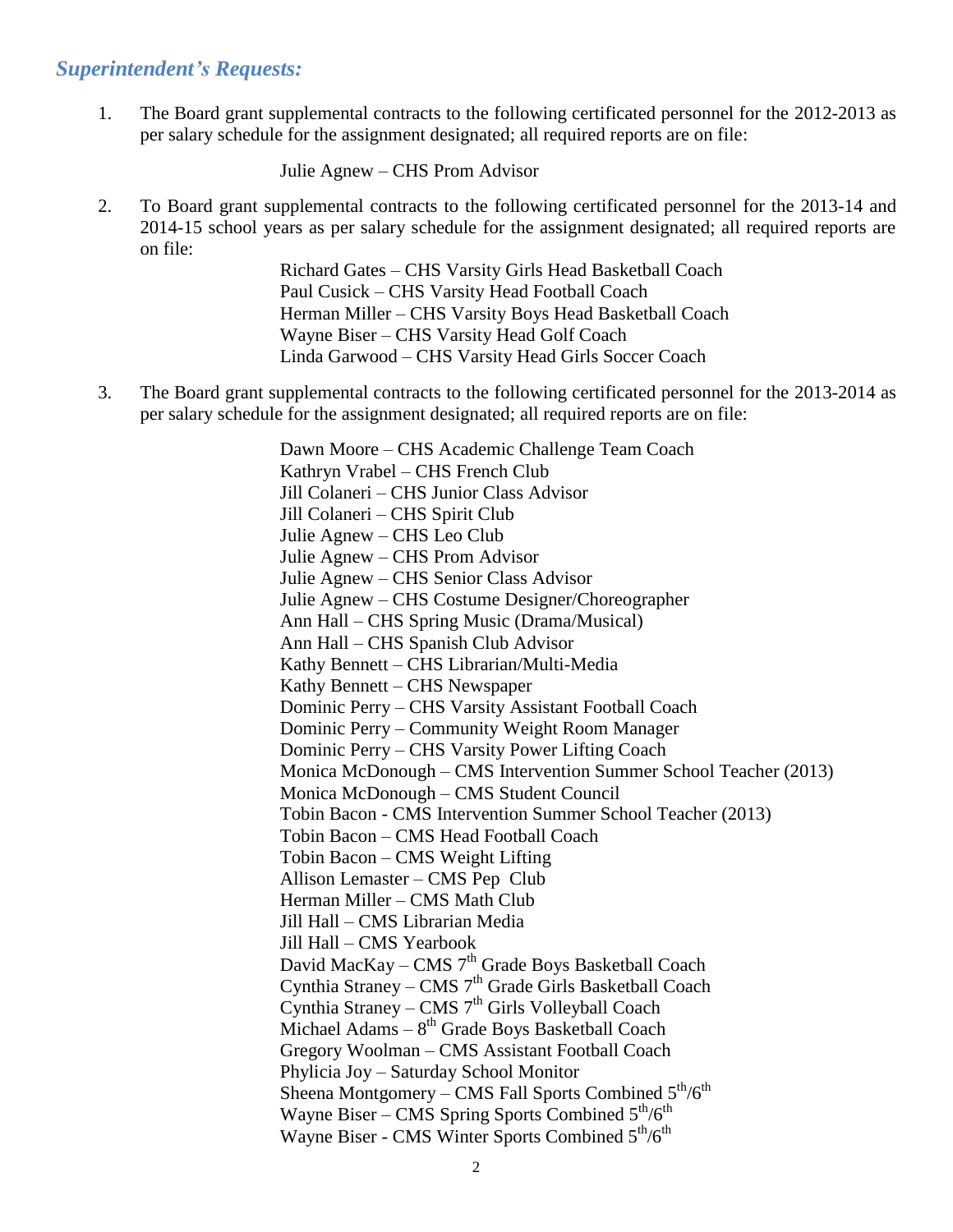## *Superintendent's Requests:*

1. The Board grant supplemental contracts to the following certificated personnel for the 2012-2013 as per salary schedule for the assignment designated; all required reports are on file:

   Julie Agnew – CHS Prom Advisor

2. To Board grant supplemental contracts to the following certificated personnel for the 2013-14 and 2014-15 school years as per salary schedule for the assignment designated; all required reports are on file:

   Richard Gates – CHS Varsity Girls Head Basketball Coach
   Paul Cusick – CHS Varsity Head Football Coach
   Herman Miller – CHS Varsity Boys Head Basketball Coach
   Wayne Biser – CHS Varsity Head Golf Coach
   Linda Garwood – CHS Varsity Head Girls Soccer Coach

3. The Board grant supplemental contracts to the following certificated personnel for the 2013-2014 as per salary schedule for the assignment designated; all required reports are on file:

   Dawn Moore – CHS Academic Challenge Team Coach
   Kathryn Vrabel – CHS French Club
   Jill Colaneri – CHS Junior Class Advisor
   Jill Colaneri – CHS Spirit Club
   Julie Agnew – CHS Leo Club
   Julie Agnew – CHS Prom Advisor
   Julie Agnew – CHS Senior Class Advisor
   Julie Agnew – CHS Costume Designer/Choreographer
   Ann Hall – CHS Spring Music (Drama/Musical)
   Ann Hall – CHS Spanish Club Advisor
   Kathy Bennett – CHS Librarian/Multi-Media
   Kathy Bennett – CHS Newspaper
   Dominic Perry – CHS Varsity Assistant Football Coach
   Dominic Perry – Community Weight Room Manager
   Dominic Perry – CHS Varsity Power Lifting Coach
   Monica McDonough – CMS Intervention Summer School Teacher (2013)
   Monica McDonough – CMS Student Council
   Tobin Bacon - CMS Intervention Summer School Teacher (2013)
   Tobin Bacon – CMS Head Football Coach
   Tobin Bacon – CMS Weight Lifting
   Allison Lemaster – CMS Pep Club
   Herman Miller – CMS Math Club
   Jill Hall – CMS Librarian Media
   Jill Hall – CMS Yearbook
   David MacKay – CMS 7th Grade Boys Basketball Coach
   Cynthia Straney – CMS 7th Grade Girls Basketball Coach
   Cynthia Straney – CMS 7th Girls Volleyball Coach
   Michael Adams – 8th Grade Boys Basketball Coach
   Gregory Woolman – CMS Assistant Football Coach
   Phylicia Joy – Saturday School Monitor
   Sheena Montgomery – CMS Fall Sports Combined 5th/6th
   Wayne Biser – CMS Spring Sports Combined 5th/6th
   Wayne Biser - CMS Winter Sports Combined 5th/6th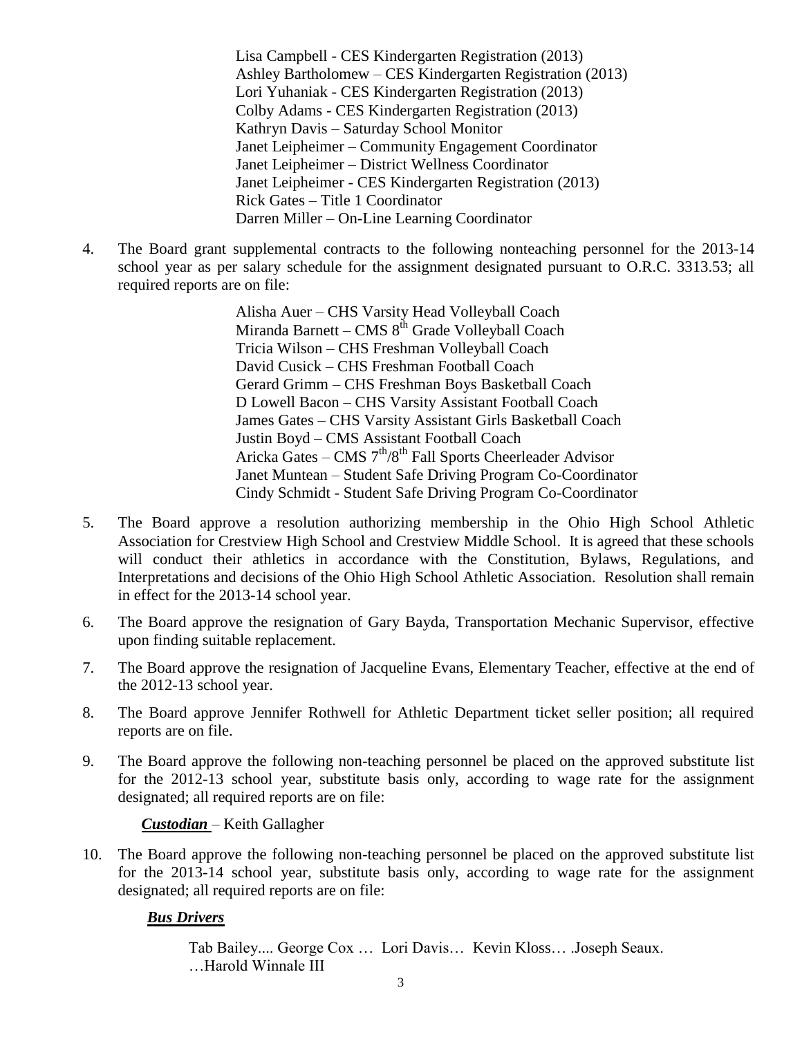Lisa Campbell - CES Kindergarten Registration (2013)
Ashley Bartholomew – CES Kindergarten Registration (2013)
Lori Yuhaniak - CES Kindergarten Registration (2013)
Colby Adams - CES Kindergarten Registration (2013)
Kathryn Davis – Saturday School Monitor
Janet Leipheimer – Community Engagement Coordinator
Janet Leipheimer – District Wellness Coordinator
Janet Leipheimer - CES Kindergarten Registration (2013)
Rick Gates – Title 1 Coordinator
Darren Miller – On-Line Learning Coordinator

4. The Board grant supplemental contracts to the following nonteaching personnel for the 2013-14 school year as per salary schedule for the assignment designated pursuant to O.R.C. 3313.53; all required reports are on file:

   Alisha Auer – CHS Varsity Head Volleyball Coach
   Miranda Barnett – CMS 8th Grade Volleyball Coach
   Tricia Wilson – CHS Freshman Volleyball Coach
   David Cusick – CHS Freshman Football Coach
   Gerard Grimm – CHS Freshman Boys Basketball Coach
   D Lowell Bacon – CHS Varsity Assistant Football Coach
   James Gates – CHS Varsity Assistant Girls Basketball Coach
   Justin Boyd – CMS Assistant Football Coach
   Aricka Gates – CMS 7th/8th Fall Sports Cheerleader Advisor
   Janet Muntean – Student Safe Driving Program Co-Coordinator
   Cindy Schmidt - Student Safe Driving Program Co-Coordinator

5. The Board approve a resolution authorizing membership in the Ohio High School Athletic Association for Crestview High School and Crestview Middle School. It is agreed that these schools will conduct their athletics in accordance with the Constitution, Bylaws, Regulations, and Interpretations and decisions of the Ohio High School Athletic Association. Resolution shall remain in effect for the 2013-14 school year.

6. The Board approve the resignation of Gary Bayda, Transportation Mechanic Supervisor, effective upon finding suitable replacement.

7. The Board approve the resignation of Jacqueline Evans, Elementary Teacher, effective at the end of the 2012-13 school year.

8. The Board approve Jennifer Rothwell for Athletic Department ticket seller position; all required reports are on file.

9. The Board approve the following non-teaching personnel be placed on the approved substitute list for the 2012-13 school year, substitute basis only, according to wage rate for the assignment designated; all required reports are on file:

   ***Custodian*** – Keith Gallagher

10. The Board approve the following non-teaching personnel be placed on the approved substitute list for the 2013-14 school year, substitute basis only, according to wage rate for the assignment designated; all required reports are on file:

    ***Bus Drivers***

    Tab Bailey.... George Cox … Lori Davis… Kevin Kloss… .Joseph Seaux. …Harold Winnale III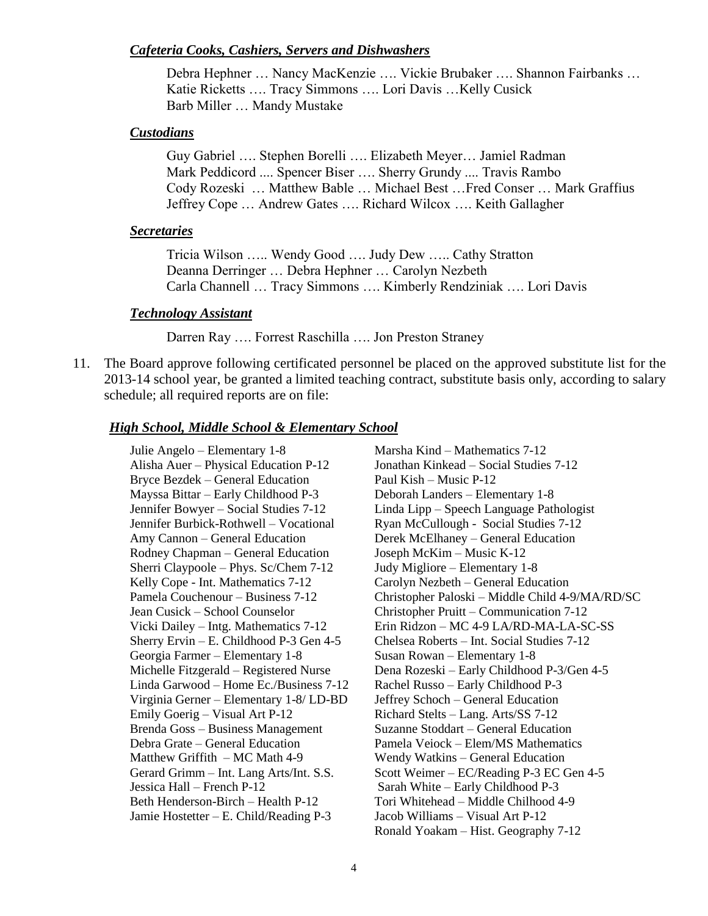***Cafeteria Cooks, Cashiers, Servers and Dishwashers***

Debra Hephner … Nancy MacKenzie …. Vickie Brubaker …. Shannon Fairbanks … Katie Ricketts …. Tracy Simmons …. Lori Davis …Kelly Cusick
Barb Miller … Mandy Mustake

***Custodians***

Guy Gabriel …. Stephen Borelli …. Elizabeth Meyer… Jamiel Radman
Mark Peddicord .... Spencer Biser …. Sherry Grundy .... Travis Rambo
Cody Rozeski … Matthew Bable … Michael Best …Fred Conser … Mark Graffius
Jeffrey Cope … Andrew Gates …. Richard Wilcox …. Keith Gallagher

***Secretaries***

Tricia Wilson ….. Wendy Good …. Judy Dew ….. Cathy Stratton
Deanna Derringer … Debra Hephner … Carolyn Nezbeth
Carla Channell … Tracy Simmons …. Kimberly Rendziniak …. Lori Davis

***Technology Assistant***

Darren Ray …. Forrest Raschilla …. Jon Preston Straney

11. The Board approve following certificated personnel be placed on the approved substitute list for the 2013-14 school year, be granted a limited teaching contract, substitute basis only, according to salary schedule; all required reports are on file:

***High School, Middle School & Elementary School***

Julie Angelo – Elementary 1-8
Alisha Auer – Physical Education P-12
Bryce Bezdek – General Education
Mayssa Bittar – Early Childhood P-3
Jennifer Bowyer – Social Studies 7-12
Jennifer Burbick-Rothwell – Vocational
Amy Cannon – General Education
Rodney Chapman – General Education
Sherri Claypoole – Phys. Sc/Chem 7-12
Kelly Cope - Int. Mathematics 7-12
Pamela Couchenour – Business 7-12
Jean Cusick – School Counselor
Vicki Dailey – Intg. Mathematics 7-12
Sherry Ervin – E. Childhood P-3 Gen 4-5
Georgia Farmer – Elementary 1-8
Michelle Fitzgerald – Registered Nurse
Linda Garwood – Home Ec./Business 7-12
Virginia Gerner – Elementary 1-8/ LD-BD
Emily Goerig – Visual Art P-12
Brenda Goss – Business Management
Debra Grate – General Education
Matthew Griffith – MC Math 4-9
Gerard Grimm – Int. Lang Arts/Int. S.S.
Jessica Hall – French P-12
Beth Henderson-Birch – Health P-12
Jamie Hostetter – E. Child/Reading P-3
Marsha Kind – Mathematics 7-12
Jonathan Kinkead – Social Studies 7-12
Paul Kish – Music P-12
Deborah Landers – Elementary 1-8
Linda Lipp – Speech Language Pathologist
Ryan McCullough - Social Studies 7-12
Derek McElhaney – General Education
Joseph McKim – Music K-12
Judy Migliore – Elementary 1-8
Carolyn Nezbeth – General Education
Christopher Paloski – Middle Child 4-9/MA/RD/SC
Christopher Pruitt – Communication 7-12
Erin Ridzon – MC 4-9 LA/RD-MA-LA-SC-SS
Chelsea Roberts – Int. Social Studies 7-12
Susan Rowan – Elementary 1-8
Dena Rozeski – Early Childhood P-3/Gen 4-5
Rachel Russo – Early Childhood P-3
Jeffrey Schoch – General Education
Richard Stelts – Lang. Arts/SS 7-12
Suzanne Stoddart – General Education
Pamela Veiock – Elem/MS Mathematics
Wendy Watkins – General Education
Scott Weimer – EC/Reading P-3 EC Gen 4-5
Sarah White – Early Childhood P-3
Tori Whitehead – Middle Chilhood 4-9
Jacob Williams – Visual Art P-12
Ronald Yoakam – Hist. Geography 7-12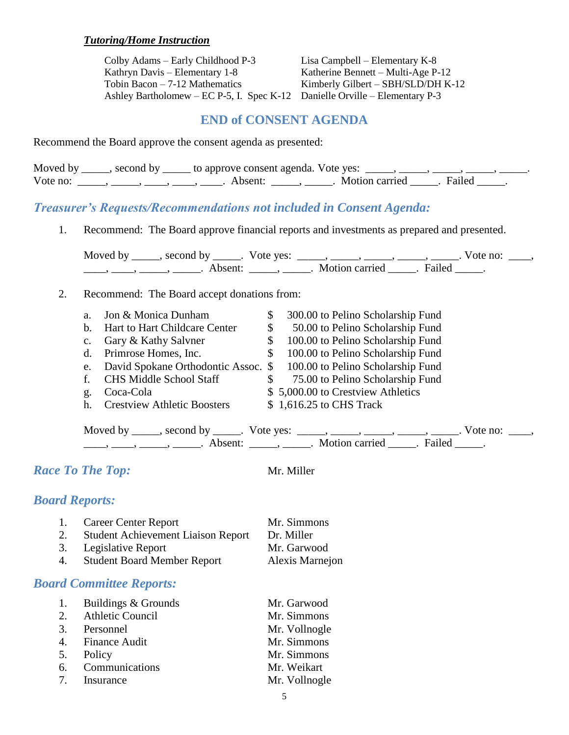***Tutoring/Home Instruction***

Colby Adams – Early Childhood P-3
Kathryn Davis – Elementary 1-8
Tobin Bacon – 7-12 Mathematics
Ashley Bartholomew – EC P-5, I. Spec K-12
Lisa Campbell – Elementary K-8
Katherine Bennett – Multi-Age P-12
Kimberly Gilbert – SBH/SLD/DH K-12
Danielle Orville – Elementary P-3

## END of CONSENT AGENDA

Recommend the Board approve the consent agenda as presented:

Moved by _____, second by _____ to approve consent agenda. Vote yes: _____, _____, _____, _____, _____. Vote no: _____, _____, ____, ____, ____. Absent: _____, _____. Motion carried _____. Failed _____.

## *Treasurer's Requests/Recommendations not included in Consent Agenda:*

1. Recommend: The Board approve financial reports and investments as prepared and presented.

   Moved by _____, second by _____. Vote yes: _____, _____, _____, _____, _____. Vote no: ____, ____, ____, _____, _____. Absent: _____, _____. Motion carried _____. Failed _____.

2. Recommend: The Board accept donations from:

   a. Jon & Monica Dunham — $ 300.00 to Pelino Scholarship Fund
   b. Hart to Hart Childcare Center — $ 50.00 to Pelino Scholarship Fund
   c. Gary & Kathy Salvner — $ 100.00 to Pelino Scholarship Fund
   d. Primrose Homes, Inc. — $ 100.00 to Pelino Scholarship Fund
   e. David Spokane Orthodontic Assoc. — $ 100.00 to Pelino Scholarship Fund
   f. CHS Middle School Staff — $ 75.00 to Pelino Scholarship Fund
   g. Coca-Cola — $ 5,000.00 to Crestview Athletics
   h. Crestview Athletic Boosters — $ 1,616.25 to CHS Track

   Moved by _____, second by _____. Vote yes: _____, _____, _____, _____, _____. Vote no: ____, ____, ____, _____, _____. Absent: _____, _____. Motion carried _____. Failed _____.

## *Race To The Top:* Mr. Miller

## *Board Reports:*

1. Career Center Report — Mr. Simmons
2. Student Achievement Liaison Report — Dr. Miller
3. Legislative Report — Mr. Garwood
4. Student Board Member Report — Alexis Marnejon

## *Board Committee Reports:*

1. Buildings & Grounds — Mr. Garwood
2. Athletic Council — Mr. Simmons
3. Personnel — Mr. Vollnogle
4. Finance Audit — Mr. Simmons
5. Policy — Mr. Simmons
6. Communications — Mr. Weikart
7. Insurance — Mr. Vollnogle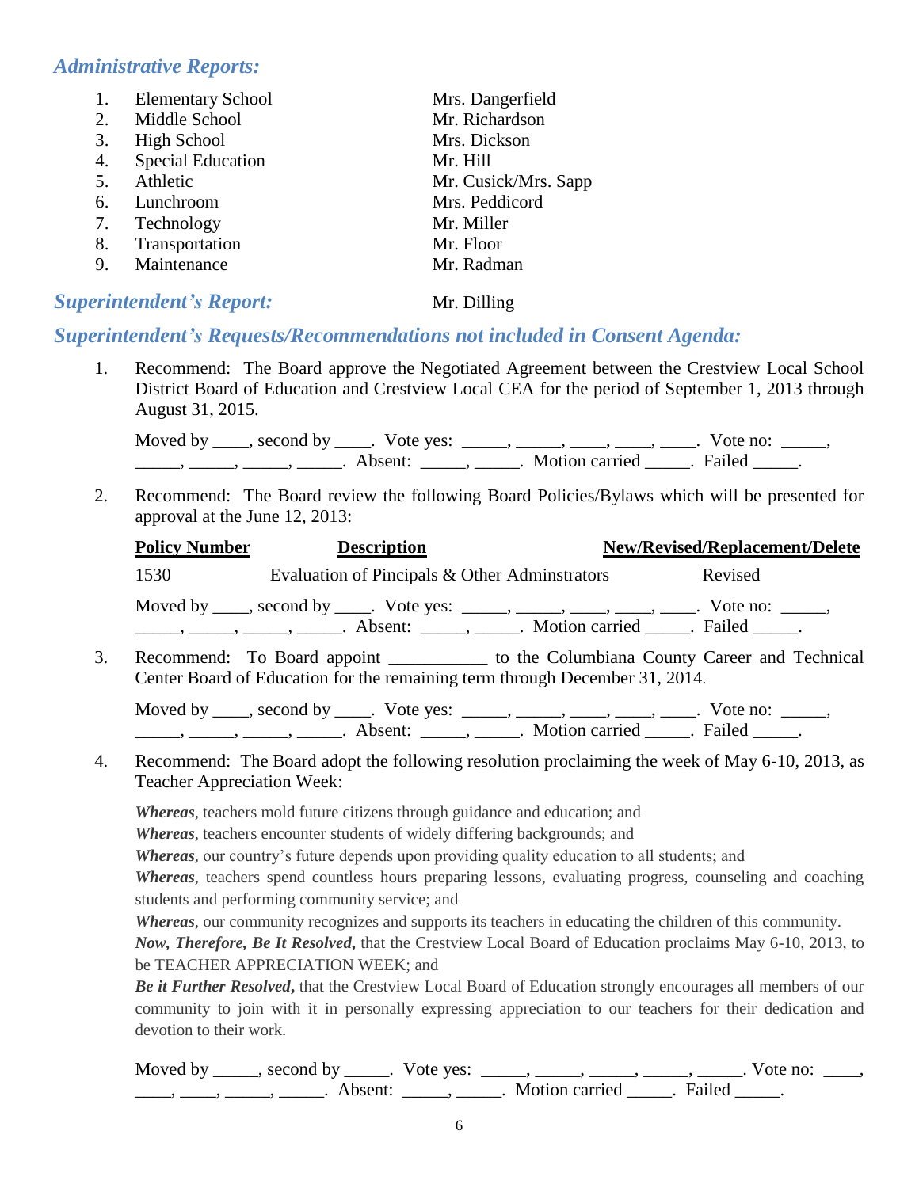## *Administrative Reports:*

| | | |
|---|---|---|
| 1. | Elementary School | Mrs. Dangerfield |
| 2. | Middle School | Mr. Richardson |
| 3. | High School | Mrs. Dickson |
| 4. | Special Education | Mr. Hill |
| 5. | Athletic | Mr. Cusick/Mrs. Sapp |
| 6. | Lunchroom | Mrs. Peddicord |
| 7. | Technology | Mr. Miller |
| 8. | Transportation | Mr. Floor |
| 9. | Maintenance | Mr. Radman |

## *Superintendent's Report:* Mr. Dilling

## *Superintendent's Requests/Recommendations not included in Consent Agenda:*

1. Recommend: The Board approve the Negotiated Agreement between the Crestview Local School District Board of Education and Crestview Local CEA for the period of September 1, 2013 through August 31, 2015.

   Moved by ____, second by ____. Vote yes: _____, _____, ____, ____, ____. Vote no: _____, _____, _____, _____, _____. Absent: _____, _____. Motion carried _____. Failed _____.

2. Recommend: The Board review the following Board Policies/Bylaws which will be presented for approval at the June 12, 2013:

   | Policy Number | Description | New/Revised/Replacement/Delete |
   |---|---|---|
   | 1530 | Evaluation of Pincipals & Other Adminstrators | Revised |

   Moved by ____, second by ____. Vote yes: _____, _____, ____, ____, ____. Vote no: _____, _____, _____, _____, _____. Absent: _____, _____. Motion carried _____. Failed _____.

3. Recommend: To Board appoint ___________ to the Columbiana County Career and Technical Center Board of Education for the remaining term through December 31, 2014.

   Moved by ____, second by ____. Vote yes: _____, _____, ____, ____, ____. Vote no: _____, _____, _____, _____, _____. Absent: _____, _____. Motion carried _____. Failed _____.

4. Recommend: The Board adopt the following resolution proclaiming the week of May 6-10, 2013, as Teacher Appreciation Week:

   ***Whereas***, teachers mold future citizens through guidance and education; and
   ***Whereas***, teachers encounter students of widely differing backgrounds; and
   ***Whereas***, our country's future depends upon providing quality education to all students; and
   ***Whereas***, teachers spend countless hours preparing lessons, evaluating progress, counseling and coaching students and performing community service; and
   ***Whereas***, our community recognizes and supports its teachers in educating the children of this community.
   ***Now, Therefore, Be It Resolved,*** that the Crestview Local Board of Education proclaims May 6-10, 2013, to be TEACHER APPRECIATION WEEK; and
   ***Be it Further Resolved,*** that the Crestview Local Board of Education strongly encourages all members of our community to join with it in personally expressing appreciation to our teachers for their dedication and devotion to their work.

   Moved by _____, second by _____. Vote yes: _____, _____, _____, _____, _____. Vote no: ____, ____, ____, _____, _____. Absent: _____, _____. Motion carried _____. Failed _____.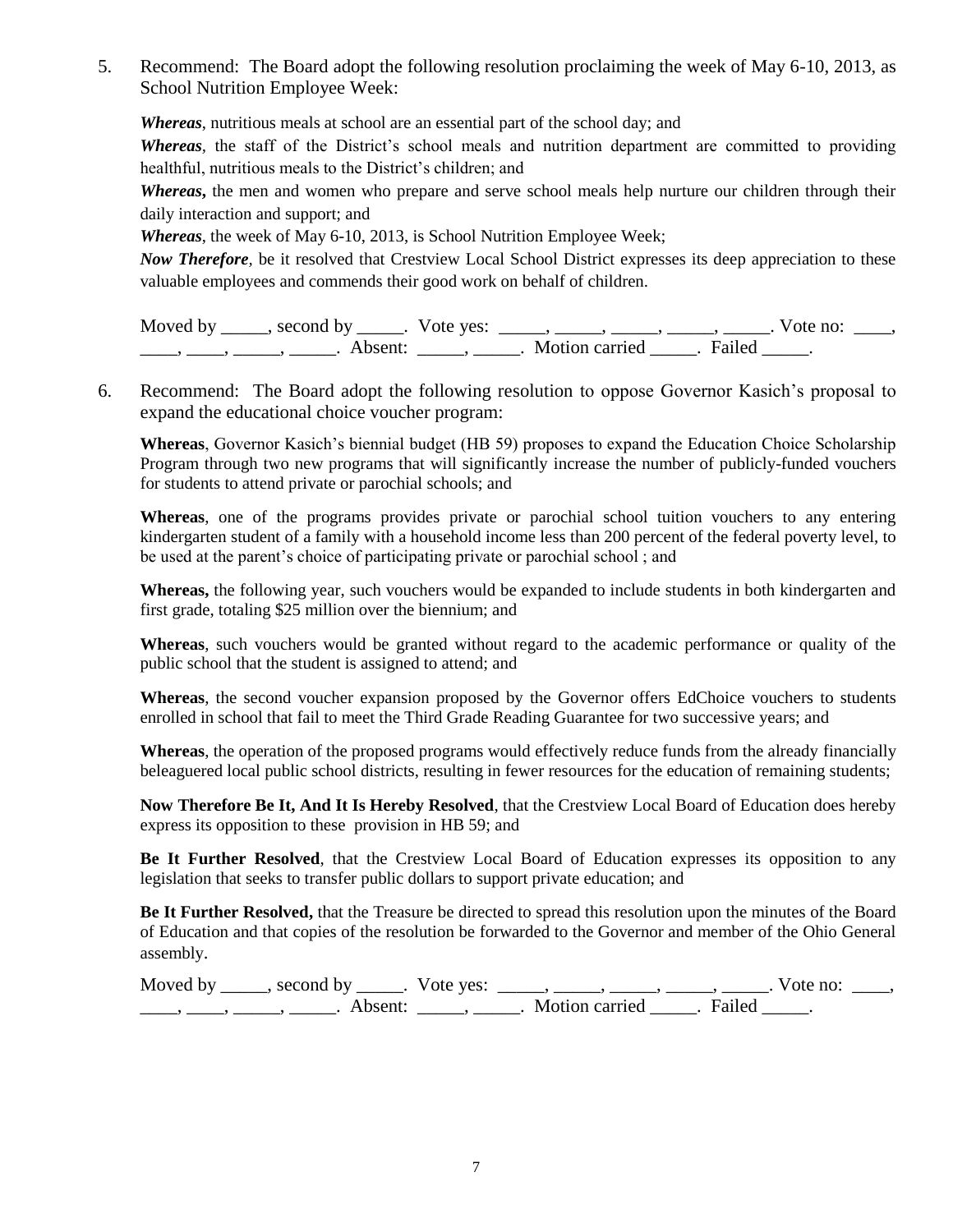5. Recommend: The Board adopt the following resolution proclaiming the week of May 6-10, 2013, as School Nutrition Employee Week:

   ***Whereas***, nutritious meals at school are an essential part of the school day; and

   ***Whereas***, the staff of the District's school meals and nutrition department are committed to providing healthful, nutritious meals to the District's children; and

   ***Whereas*,** the men and women who prepare and serve school meals help nurture our children through their daily interaction and support; and

   ***Whereas***, the week of May 6-10, 2013, is School Nutrition Employee Week;

   ***Now Therefore***, be it resolved that Crestview Local School District expresses its deep appreciation to these valuable employees and commends their good work on behalf of children.

   Moved by _____, second by _____. Vote yes: _____, _____, _____, _____, _____. Vote no: ____, ____, ____, _____, _____. Absent: _____, _____. Motion carried _____. Failed _____.

6. Recommend: The Board adopt the following resolution to oppose Governor Kasich's proposal to expand the educational choice voucher program:

   **Whereas**, Governor Kasich's biennial budget (HB 59) proposes to expand the Education Choice Scholarship Program through two new programs that will significantly increase the number of publicly-funded vouchers for students to attend private or parochial schools; and

   **Whereas**, one of the programs provides private or parochial school tuition vouchers to any entering kindergarten student of a family with a household income less than 200 percent of the federal poverty level, to be used at the parent's choice of participating private or parochial school ; and

   **Whereas,** the following year, such vouchers would be expanded to include students in both kindergarten and first grade, totaling $25 million over the biennium; and

   **Whereas**, such vouchers would be granted without regard to the academic performance or quality of the public school that the student is assigned to attend; and

   **Whereas**, the second voucher expansion proposed by the Governor offers EdChoice vouchers to students enrolled in school that fail to meet the Third Grade Reading Guarantee for two successive years; and

   **Whereas**, the operation of the proposed programs would effectively reduce funds from the already financially beleaguered local public school districts, resulting in fewer resources for the education of remaining students;

   **Now Therefore Be It, And It Is Hereby Resolved**, that the Crestview Local Board of Education does hereby express its opposition to these provision in HB 59; and

   **Be It Further Resolved**, that the Crestview Local Board of Education expresses its opposition to any legislation that seeks to transfer public dollars to support private education; and

   **Be It Further Resolved,** that the Treasure be directed to spread this resolution upon the minutes of the Board of Education and that copies of the resolution be forwarded to the Governor and member of the Ohio General assembly.

   Moved by _____, second by _____. Vote yes: _____, _____, _____, _____, _____. Vote no: ____, ____, ____, _____, _____. Absent: _____, _____. Motion carried _____. Failed _____.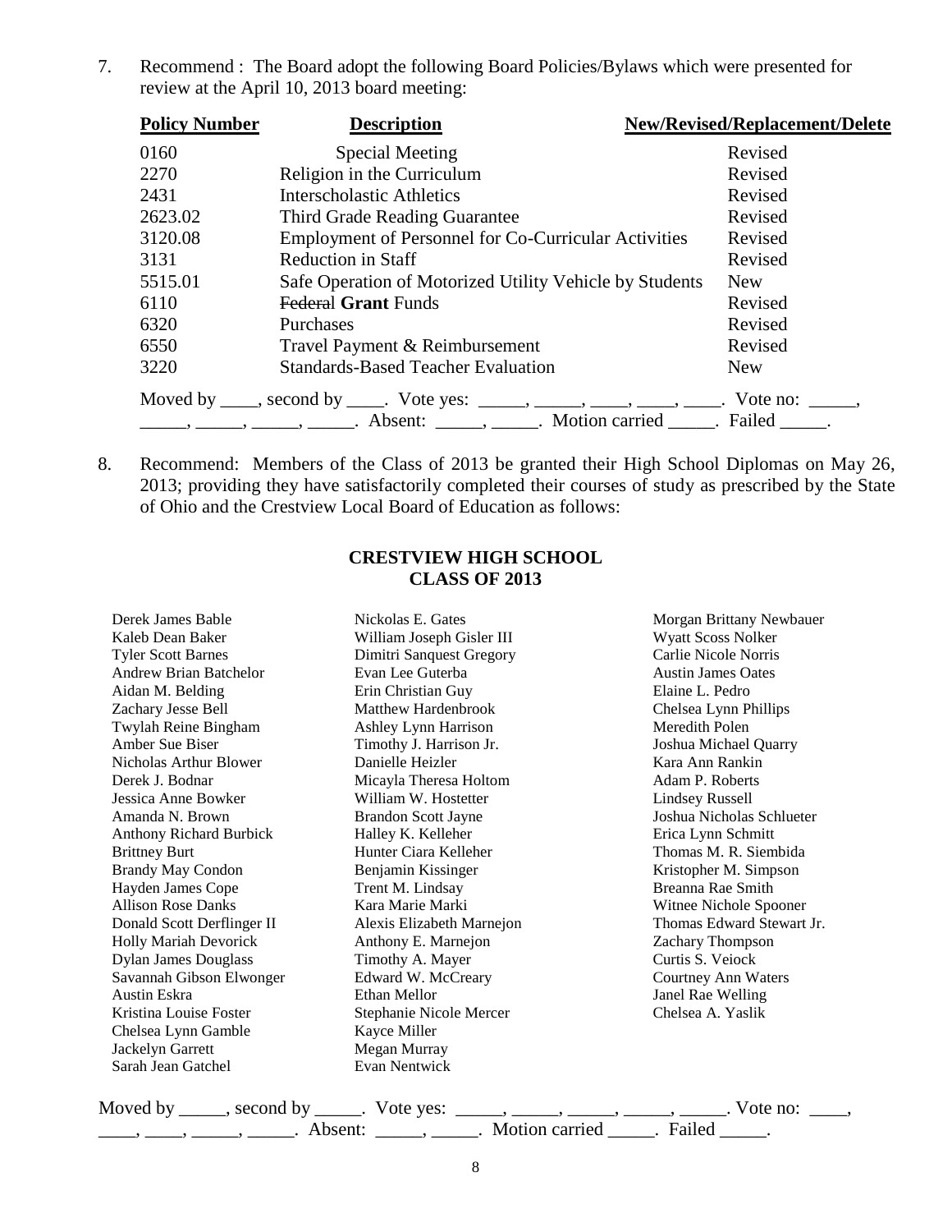7. Recommend : The Board adopt the following Board Policies/Bylaws which were presented for review at the April 10, 2013 board meeting:

| Policy Number | Description | New/Revised/Replacement/Delete |
|---|---|---|
| 0160 | Special Meeting | Revised |
| 2270 | Religion in the Curriculum | Revised |
| 2431 | Interscholastic Athletics | Revised |
| 2623.02 | Third Grade Reading Guarantee | Revised |
| 3120.08 | Employment of Personnel for Co-Curricular Activities | Revised |
| 3131 | Reduction in Staff | Revised |
| 5515.01 | Safe Operation of Motorized Utility Vehicle by Students | New |
| 6110 | ~~Federal~~ **Grant** Funds | Revised |
| 6320 | Purchases | Revised |
| 6550 | Travel Payment & Reimbursement | Revised |
| 3220 | Standards-Based Teacher Evaluation | New |

Moved by ____, second by ____. Vote yes: _____, _____, ____, ____, ____. Vote no: _____, _____, _____, _____, _____. Absent: _____, _____. Motion carried _____. Failed _____.

8. Recommend: Members of the Class of 2013 be granted their High School Diplomas on May 26, 2013; providing they have satisfactorily completed their courses of study as prescribed by the State of Ohio and the Crestview Local Board of Education as follows:

**CRESTVIEW HIGH SCHOOL**
**CLASS OF 2013**

Derek James Bable
Kaleb Dean Baker
Tyler Scott Barnes
Andrew Brian Batchelor
Aidan M. Belding
Zachary Jesse Bell
Twylah Reine Bingham
Amber Sue Biser
Nicholas Arthur Blower
Derek J. Bodnar
Jessica Anne Bowker
Amanda N. Brown
Anthony Richard Burbick
Brittney Burt
Brandy May Condon
Hayden James Cope
Allison Rose Danks
Donald Scott Derflinger II
Holly Mariah Devorick
Dylan James Douglass
Savannah Gibson Elwonger
Austin Eskra
Kristina Louise Foster
Chelsea Lynn Gamble
Jackelyn Garrett
Sarah Jean Gatchel
Nickolas E. Gates
William Joseph Gisler III
Dimitri Sanquest Gregory
Evan Lee Guterba
Erin Christian Guy
Matthew Hardenbrook
Ashley Lynn Harrison
Timothy J. Harrison Jr.
Danielle Heizler
Micayla Theresa Holtom
William W. Hostetter
Brandon Scott Jayne
Halley K. Kelleher
Hunter Ciara Kelleher
Benjamin Kissinger
Trent M. Lindsay
Kara Marie Marki
Alexis Elizabeth Marnejon
Anthony E. Marnejon
Timothy A. Mayer
Edward W. McCreary
Ethan Mellor
Stephanie Nicole Mercer
Kayce Miller
Megan Murray
Evan Nentwick
Morgan Brittany Newbauer
Wyatt Scoss Nolker
Carlie Nicole Norris
Austin James Oates
Elaine L. Pedro
Chelsea Lynn Phillips
Meredith Polen
Joshua Michael Quarry
Kara Ann Rankin
Adam P. Roberts
Lindsey Russell
Joshua Nicholas Schlueter
Erica Lynn Schmitt
Thomas M. R. Siembida
Kristopher M. Simpson
Breanna Rae Smith
Witnee Nichole Spooner
Thomas Edward Stewart Jr.
Zachary Thompson
Curtis S. Veiock
Courtney Ann Waters
Janel Rae Welling
Chelsea A. Yaslik

Moved by _____, second by _____. Vote yes: _____, _____, _____, _____, _____. Vote no: ____, ____, ____, _____, _____. Absent: _____, _____. Motion carried _____. Failed _____.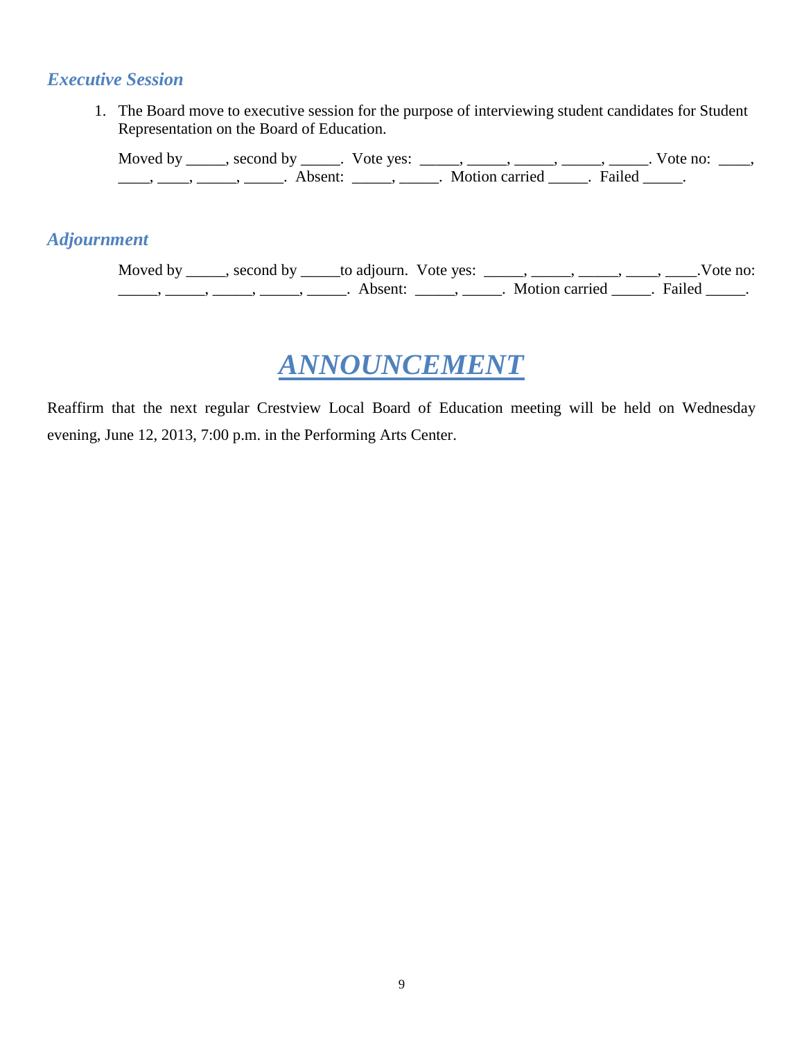### *Executive Session*

1. The Board move to executive session for the purpose of interviewing student candidates for Student Representation on the Board of Education.

   Moved by _____, second by _____. Vote yes: _____, _____, _____, _____, _____. Vote no: ____, ____, ____, _____, _____. Absent: _____, _____. Motion carried _____. Failed _____.

### *Adjournment*

Moved by _____, second by _____to adjourn. Vote yes: _____, _____, _____, ____, ____.Vote no: _____, _____, _____, _____, _____. Absent: _____, _____. Motion carried _____. Failed _____.

# ***ANNOUNCEMENT***

Reaffirm that the next regular Crestview Local Board of Education meeting will be held on Wednesday evening, June 12, 2013, 7:00 p.m. in the Performing Arts Center.